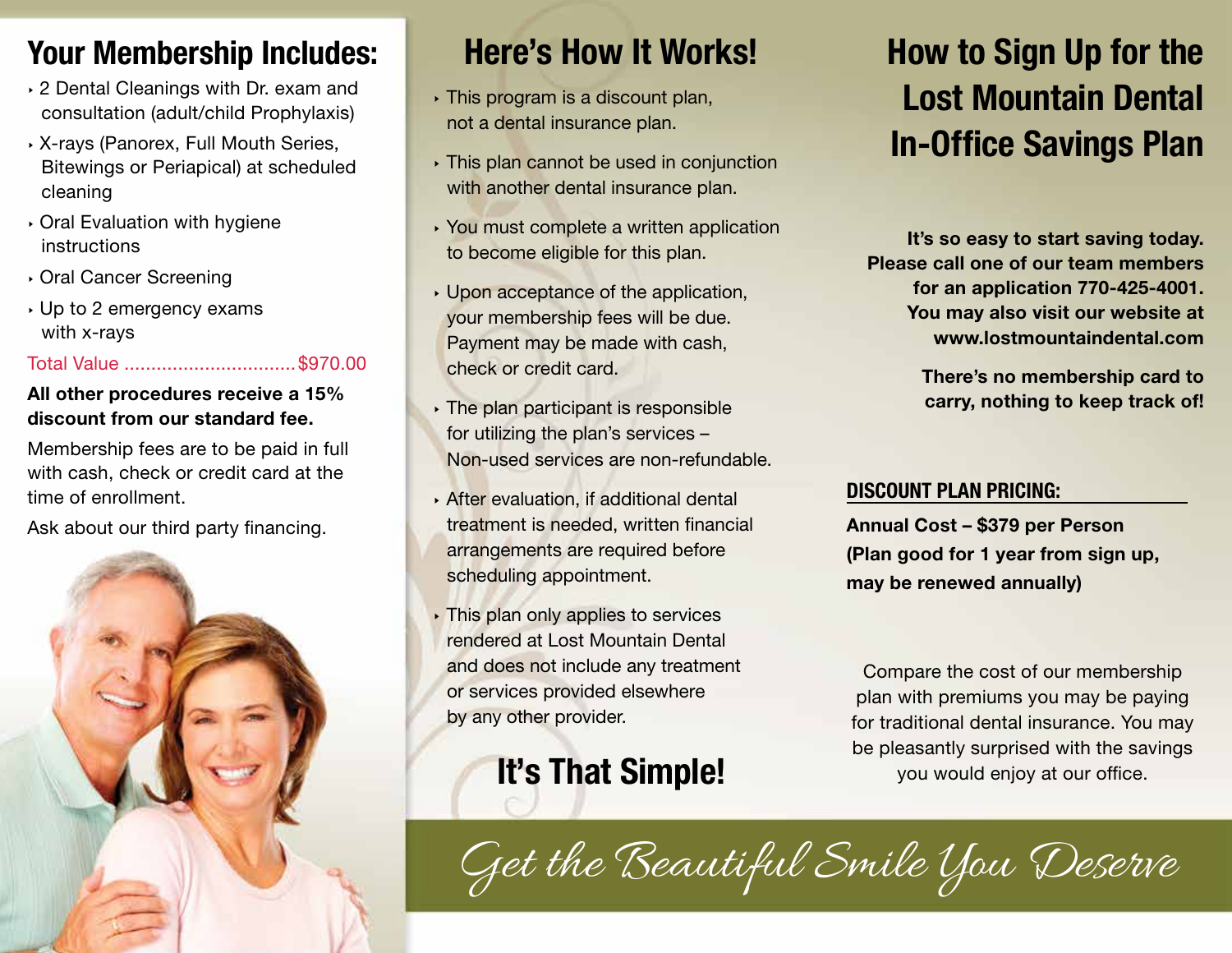## Your Membership Includes:

- 2 Dental Cleanings with Dr. exam and consultation (adult/child Prophylaxis)
- X-rays (Panorex, Full Mouth Series, Bitewings or Periapical) at scheduled cleaning
- Oral Evaluation with hygiene instructions
- Oral Cancer Screening
- Up to 2 emergency exams with x-rays

Total Value ................................ $970.00

**All other procedures receive a 15% discount from our standard fee.**

Membership fees are to be paid in full with cash, check or credit card at the time of enrollment.

Ask about our third party financing.

## Here's How It Works!

- This program is a discount plan, not a dental insurance plan.
- This plan cannot be used in conjunction with another dental insurance plan.
- You must complete a written application to become eligible for this plan.
- Upon acceptance of the application, your membership fees will be due. Payment may be made with cash, check or credit card.
- The plan participant is responsible for utilizing the plan's services – Non-used services are non-refundable.
- After evaluation, if additional dental treatment is needed, written financial arrangements are required before scheduling appointment.
- This plan only applies to services rendered at Lost Mountain Dental and does not include any treatment or services provided elsewhere by any other provider.

## It's That Simple!

## How to Sign Up for the Lost Mountain Dental In-Office Savings Plan

**It's so easy to start saving today. Please call one of our team members for an application 770-425-4001. You may also visit our website at www.lostmountaindental.com**

**There's no membership card to carry, nothing to keep track of!**

### DISCOUNT PLAN PRICING:

**Annual Cost – $379 per Person (Plan good for 1 year from sign up, may be renewed annually)**

Compare the cost of our membership plan with premiums you may be paying for traditional dental insurance. You may be pleasantly surprised with the savings you would enjoy at our office.

*Get the Beautiful Smile You Deserve*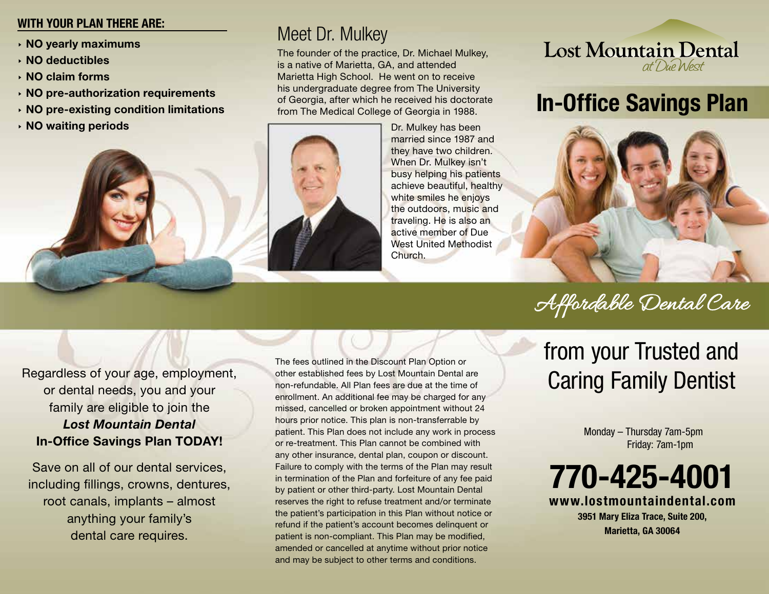**WITH YOUR PLAN THERE ARE:**

- **NO yearly maximums**
- **NO deductibles**
- **NO claim forms**
- **NO pre-authorization requirements**
- **NO pre-existing condition limitations**
- **NO waiting periods**

## Meet Dr. Mulkey

The founder of the practice, Dr. Michael Mulkey, is a native of Marietta, GA, and attended Marietta High School. He went on to receive his undergraduate degree from The University of Georgia, after which he received his doctorate from The Medical College of Georgia in 1988.

Dr. Mulkey has been married since 1987 and they have two children. When Dr. Mulkey isn't busy helping his patients achieve beautiful, healthy white smiles he enjoys the outdoors, music and traveling. He is also an active member of Due West United Methodist Church.

# Lost Mountain Dental
*at Due West*

# In-Office Savings Plan

*Affordable Dental Care*

## from your Trusted and Caring Family Dentist

Regardless of your age, employment, or dental needs, you and your family are eligible to join the ***Lost Mountain Dental*** **In-Office Savings Plan TODAY!**

Save on all of our dental services, including fillings, crowns, dentures, root canals, implants – almost anything your family's dental care requires.

The fees outlined in the Discount Plan Option or other established fees by Lost Mountain Dental are non-refundable. All Plan fees are due at the time of enrollment. An additional fee may be charged for any missed, cancelled or broken appointment without 24 hours prior notice. This plan is non-transferrable by patient. This Plan does not include any work in process or re-treatment. This Plan cannot be combined with any other insurance, dental plan, coupon or discount. Failure to comply with the terms of the Plan may result in termination of the Plan and forfeiture of any fee paid by patient or other third-party. Lost Mountain Dental reserves the right to refuse treatment and/or terminate the patient's participation in this Plan without notice or refund if the patient's account becomes delinquent or patient is non-compliant. This Plan may be modified, amended or cancelled at anytime without prior notice and may be subject to other terms and conditions.

Monday – Thursday 7am-5pm
Friday: 7am-1pm

# 770-425-4001

**www.lostmountaindental.com**

**3951 Mary Eliza Trace, Suite 200, Marietta, GA 30064**